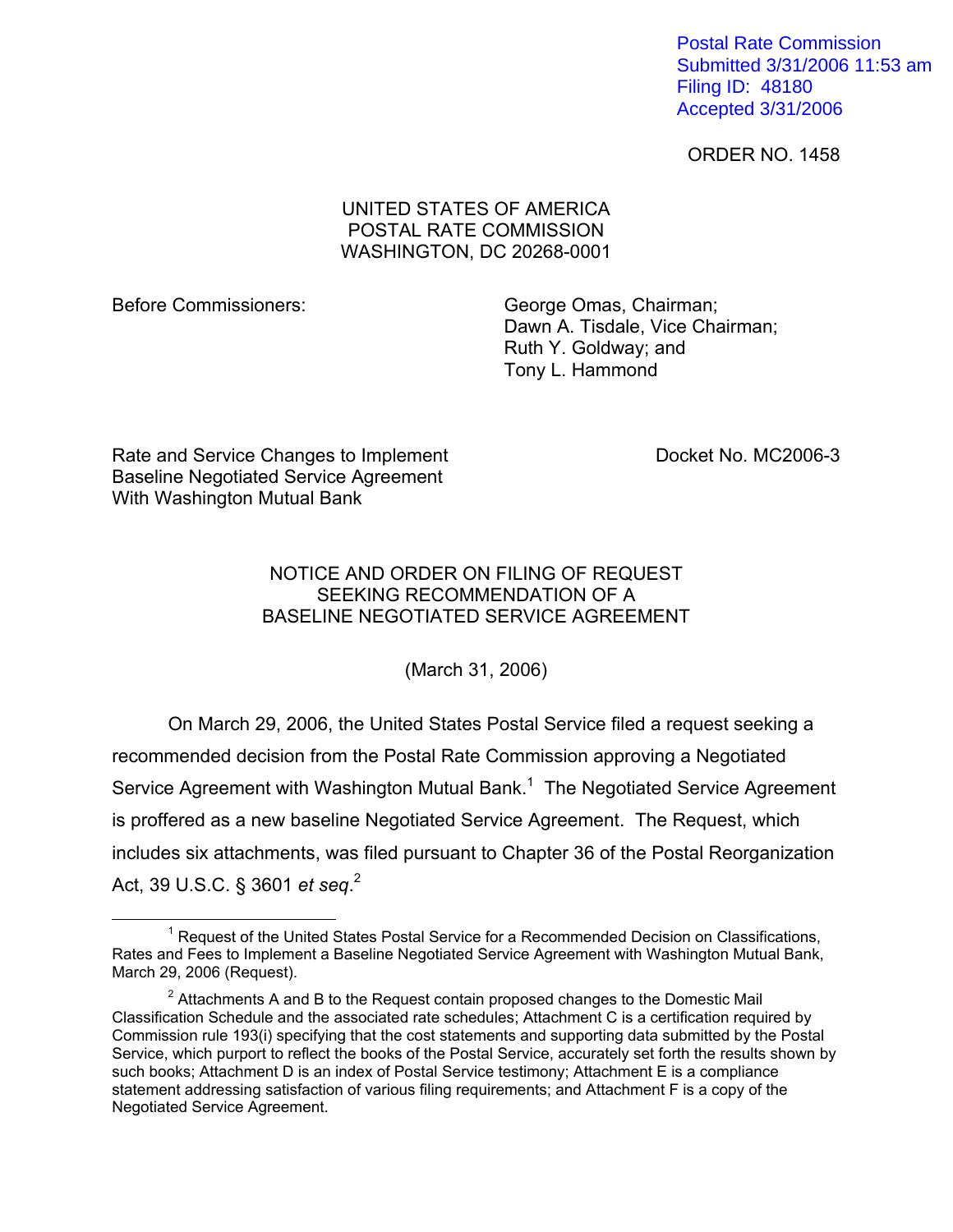Postal Rate Commission
Submitted 3/31/2006 11:53 am
Filing ID: 48180
Accepted 3/31/2006

ORDER NO. 1458

UNITED STATES OF AMERICA
POSTAL RATE COMMISSION
WASHINGTON, DC 20268-0001

Before Commissioners:

George Omas, Chairman;
Dawn A. Tisdale, Vice Chairman;
Ruth Y. Goldway; and
Tony L. Hammond

Rate and Service Changes to Implement Baseline Negotiated Service Agreement With Washington Mutual Bank

Docket No. MC2006-3

NOTICE AND ORDER ON FILING OF REQUEST SEEKING RECOMMENDATION OF A BASELINE NEGOTIATED SERVICE AGREEMENT

(March 31, 2006)

On March 29, 2006, the United States Postal Service filed a request seeking a recommended decision from the Postal Rate Commission approving a Negotiated Service Agreement with Washington Mutual Bank.[1] The Negotiated Service Agreement is proffered as a new baseline Negotiated Service Agreement. The Request, which includes six attachments, was filed pursuant to Chapter 36 of the Postal Reorganization Act, 39 U.S.C. § 3601 *et seq*.[2]

---

[1] Request of the United States Postal Service for a Recommended Decision on Classifications, Rates and Fees to Implement a Baseline Negotiated Service Agreement with Washington Mutual Bank, March 29, 2006 (Request).

[2] Attachments A and B to the Request contain proposed changes to the Domestic Mail Classification Schedule and the associated rate schedules; Attachment C is a certification required by Commission rule 193(i) specifying that the cost statements and supporting data submitted by the Postal Service, which purport to reflect the books of the Postal Service, accurately set forth the results shown by such books; Attachment D is an index of Postal Service testimony; Attachment E is a compliance statement addressing satisfaction of various filing requirements; and Attachment F is a copy of the Negotiated Service Agreement.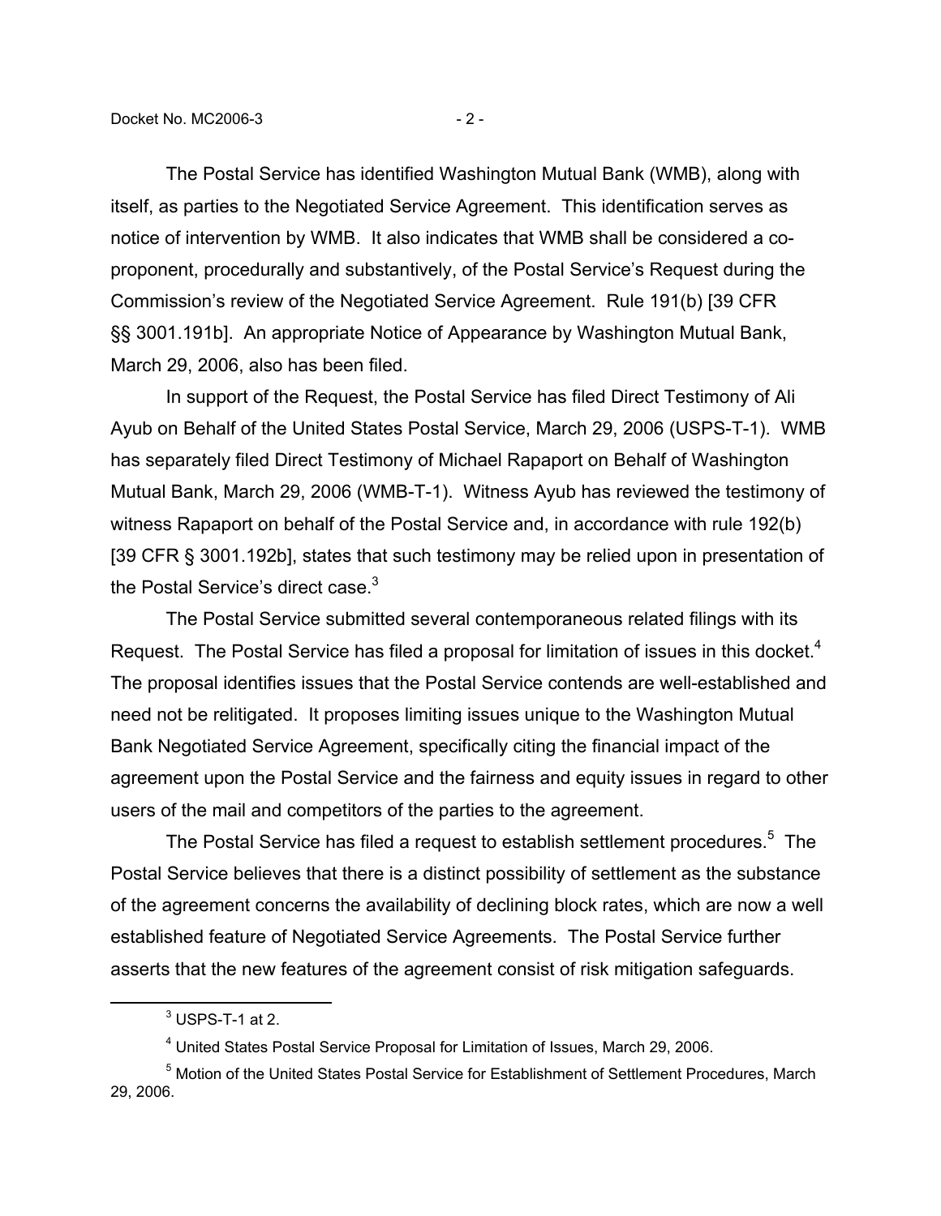The Postal Service has identified Washington Mutual Bank (WMB), along with itself, as parties to the Negotiated Service Agreement. This identification serves as notice of intervention by WMB. It also indicates that WMB shall be considered a co-proponent, procedurally and substantively, of the Postal Service's Request during the Commission's review of the Negotiated Service Agreement. Rule 191(b) [39 CFR §§ 3001.191b]. An appropriate Notice of Appearance by Washington Mutual Bank, March 29, 2006, also has been filed.

In support of the Request, the Postal Service has filed Direct Testimony of Ali Ayub on Behalf of the United States Postal Service, March 29, 2006 (USPS-T-1). WMB has separately filed Direct Testimony of Michael Rapaport on Behalf of Washington Mutual Bank, March 29, 2006 (WMB-T-1). Witness Ayub has reviewed the testimony of witness Rapaport on behalf of the Postal Service and, in accordance with rule 192(b) [39 CFR § 3001.192b], states that such testimony may be relied upon in presentation of the Postal Service's direct case.[3]

The Postal Service submitted several contemporaneous related filings with its Request. The Postal Service has filed a proposal for limitation of issues in this docket.[4] The proposal identifies issues that the Postal Service contends are well-established and need not be relitigated. It proposes limiting issues unique to the Washington Mutual Bank Negotiated Service Agreement, specifically citing the financial impact of the agreement upon the Postal Service and the fairness and equity issues in regard to other users of the mail and competitors of the parties to the agreement.

The Postal Service has filed a request to establish settlement procedures.[5] The Postal Service believes that there is a distinct possibility of settlement as the substance of the agreement concerns the availability of declining block rates, which are now a well established feature of Negotiated Service Agreements. The Postal Service further asserts that the new features of the agreement consist of risk mitigation safeguards.

[3] USPS-T-1 at 2.

[4] United States Postal Service Proposal for Limitation of Issues, March 29, 2006.

[5] Motion of the United States Postal Service for Establishment of Settlement Procedures, March 29, 2006.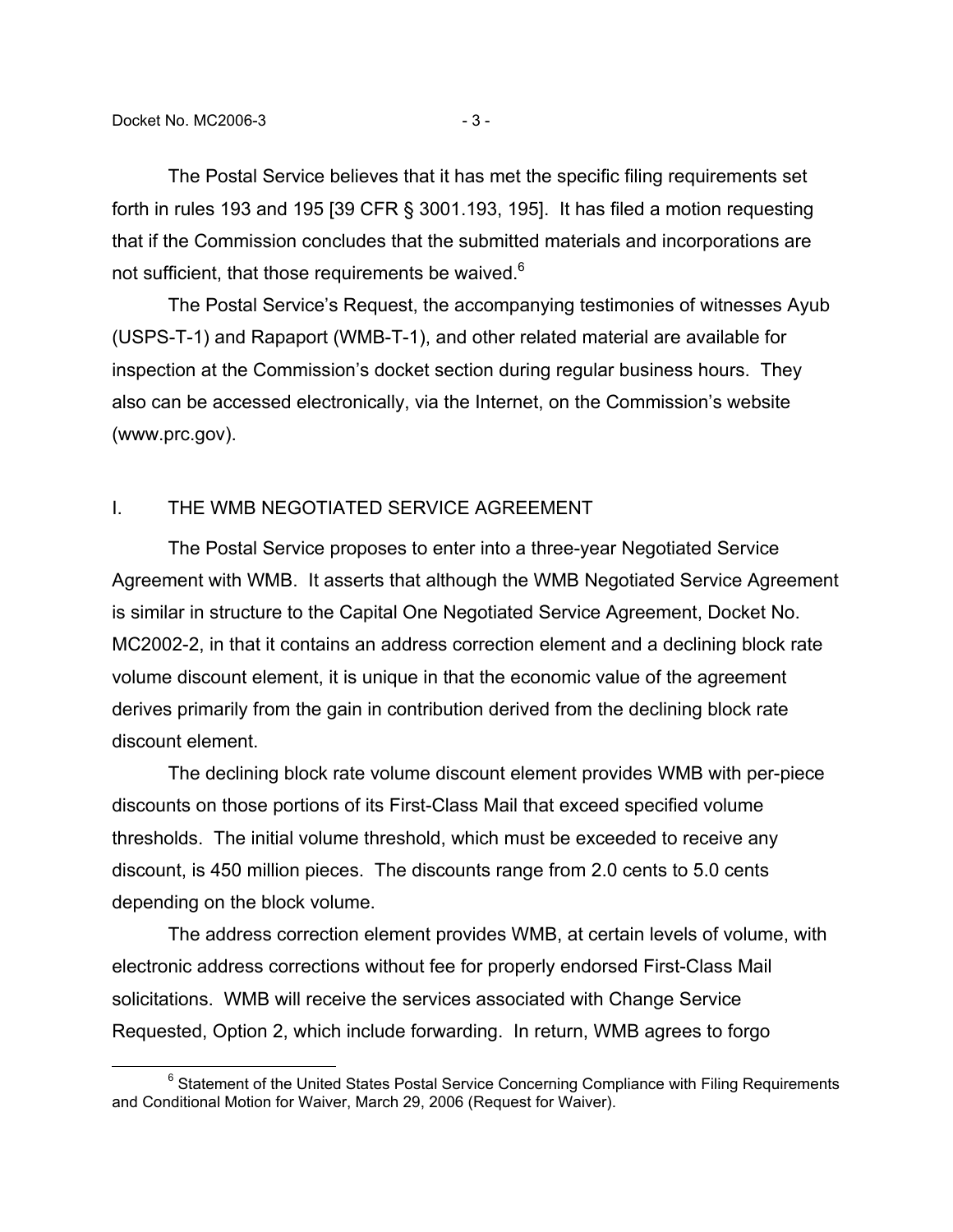The Postal Service believes that it has met the specific filing requirements set forth in rules 193 and 195 [39 CFR § 3001.193, 195]. It has filed a motion requesting that if the Commission concludes that the submitted materials and incorporations are not sufficient, that those requirements be waived.[6]

The Postal Service's Request, the accompanying testimonies of witnesses Ayub (USPS-T-1) and Rapaport (WMB-T-1), and other related material are available for inspection at the Commission's docket section during regular business hours. They also can be accessed electronically, via the Internet, on the Commission's website (www.prc.gov).

## I. THE WMB NEGOTIATED SERVICE AGREEMENT

The Postal Service proposes to enter into a three-year Negotiated Service Agreement with WMB. It asserts that although the WMB Negotiated Service Agreement is similar in structure to the Capital One Negotiated Service Agreement, Docket No. MC2002-2, in that it contains an address correction element and a declining block rate volume discount element, it is unique in that the economic value of the agreement derives primarily from the gain in contribution derived from the declining block rate discount element.

The declining block rate volume discount element provides WMB with per-piece discounts on those portions of its First-Class Mail that exceed specified volume thresholds. The initial volume threshold, which must be exceeded to receive any discount, is 450 million pieces. The discounts range from 2.0 cents to 5.0 cents depending on the block volume.

The address correction element provides WMB, at certain levels of volume, with electronic address corrections without fee for properly endorsed First-Class Mail solicitations. WMB will receive the services associated with Change Service Requested, Option 2, which include forwarding. In return, WMB agrees to forgo

[6] Statement of the United States Postal Service Concerning Compliance with Filing Requirements and Conditional Motion for Waiver, March 29, 2006 (Request for Waiver).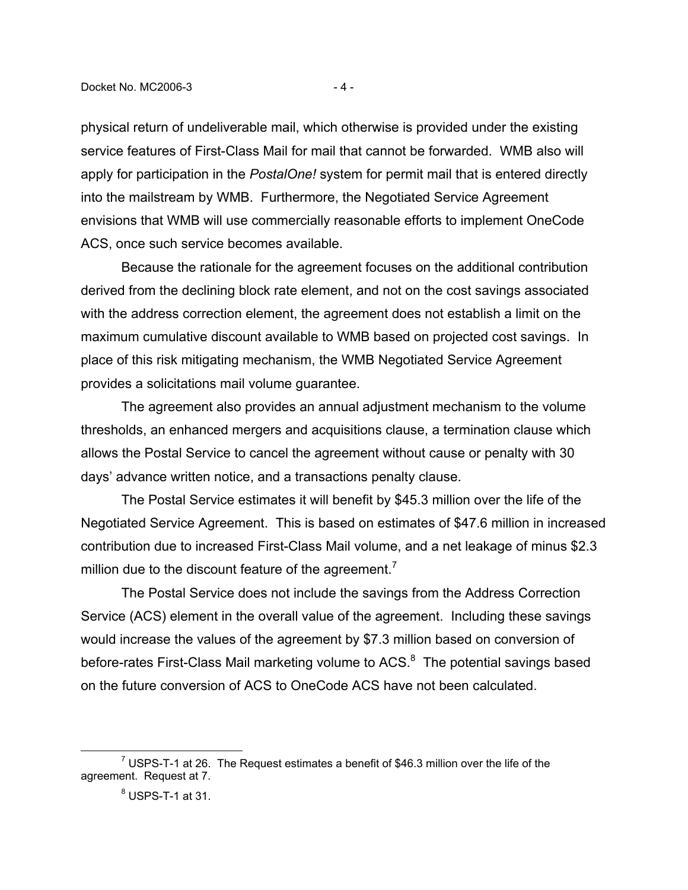physical return of undeliverable mail, which otherwise is provided under the existing service features of First-Class Mail for mail that cannot be forwarded. WMB also will apply for participation in the *PostalOne!* system for permit mail that is entered directly into the mailstream by WMB. Furthermore, the Negotiated Service Agreement envisions that WMB will use commercially reasonable efforts to implement OneCode ACS, once such service becomes available.

Because the rationale for the agreement focuses on the additional contribution derived from the declining block rate element, and not on the cost savings associated with the address correction element, the agreement does not establish a limit on the maximum cumulative discount available to WMB based on projected cost savings. In place of this risk mitigating mechanism, the WMB Negotiated Service Agreement provides a solicitations mail volume guarantee.

The agreement also provides an annual adjustment mechanism to the volume thresholds, an enhanced mergers and acquisitions clause, a termination clause which allows the Postal Service to cancel the agreement without cause or penalty with 30 days' advance written notice, and a transactions penalty clause.

The Postal Service estimates it will benefit by $45.3 million over the life of the Negotiated Service Agreement. This is based on estimates of $47.6 million in increased contribution due to increased First-Class Mail volume, and a net leakage of minus $2.3 million due to the discount feature of the agreement.[7]

The Postal Service does not include the savings from the Address Correction Service (ACS) element in the overall value of the agreement. Including these savings would increase the values of the agreement by $7.3 million based on conversion of before-rates First-Class Mail marketing volume to ACS.[8] The potential savings based on the future conversion of ACS to OneCode ACS have not been calculated.

---

[7] USPS-T-1 at 26. The Request estimates a benefit of $46.3 million over the life of the agreement. Request at 7.

[8] USPS-T-1 at 31.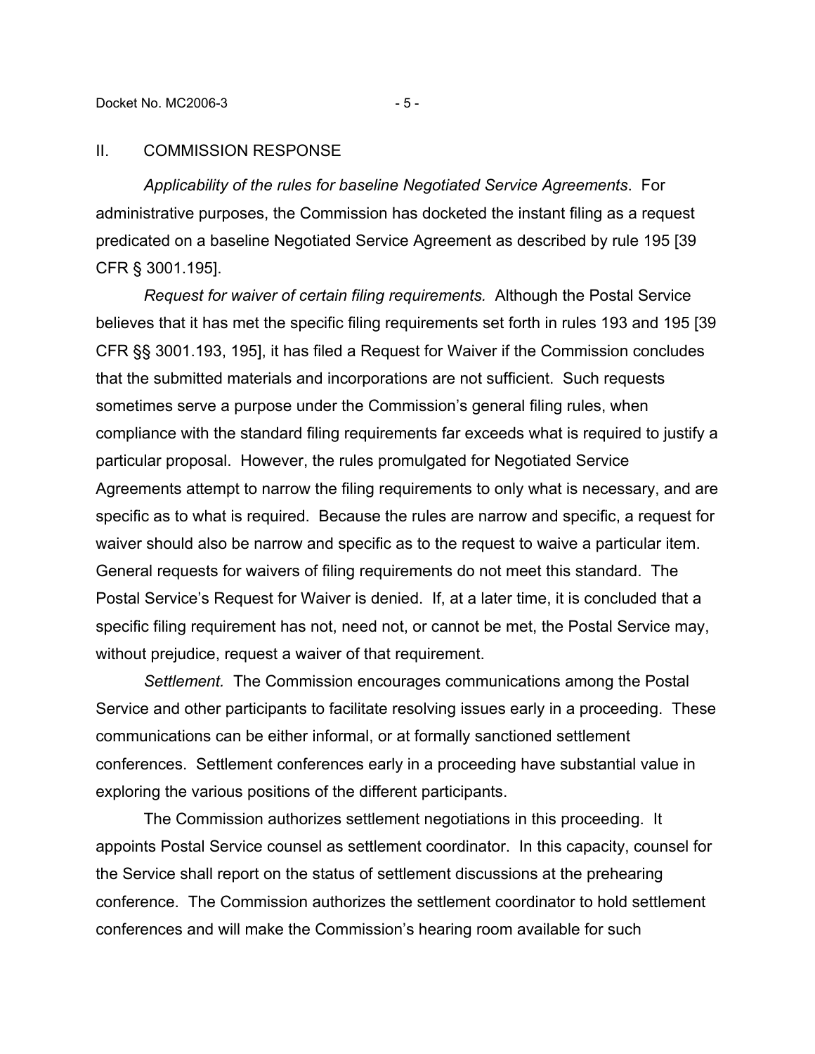## II. COMMISSION RESPONSE

*Applicability of the rules for baseline Negotiated Service Agreements*. For administrative purposes, the Commission has docketed the instant filing as a request predicated on a baseline Negotiated Service Agreement as described by rule 195 [39 CFR § 3001.195].

*Request for waiver of certain filing requirements.* Although the Postal Service believes that it has met the specific filing requirements set forth in rules 193 and 195 [39 CFR §§ 3001.193, 195], it has filed a Request for Waiver if the Commission concludes that the submitted materials and incorporations are not sufficient. Such requests sometimes serve a purpose under the Commission's general filing rules, when compliance with the standard filing requirements far exceeds what is required to justify a particular proposal. However, the rules promulgated for Negotiated Service Agreements attempt to narrow the filing requirements to only what is necessary, and are specific as to what is required. Because the rules are narrow and specific, a request for waiver should also be narrow and specific as to the request to waive a particular item. General requests for waivers of filing requirements do not meet this standard. The Postal Service's Request for Waiver is denied. If, at a later time, it is concluded that a specific filing requirement has not, need not, or cannot be met, the Postal Service may, without prejudice, request a waiver of that requirement.

*Settlement.* The Commission encourages communications among the Postal Service and other participants to facilitate resolving issues early in a proceeding. These communications can be either informal, or at formally sanctioned settlement conferences. Settlement conferences early in a proceeding have substantial value in exploring the various positions of the different participants.

The Commission authorizes settlement negotiations in this proceeding. It appoints Postal Service counsel as settlement coordinator. In this capacity, counsel for the Service shall report on the status of settlement discussions at the prehearing conference. The Commission authorizes the settlement coordinator to hold settlement conferences and will make the Commission's hearing room available for such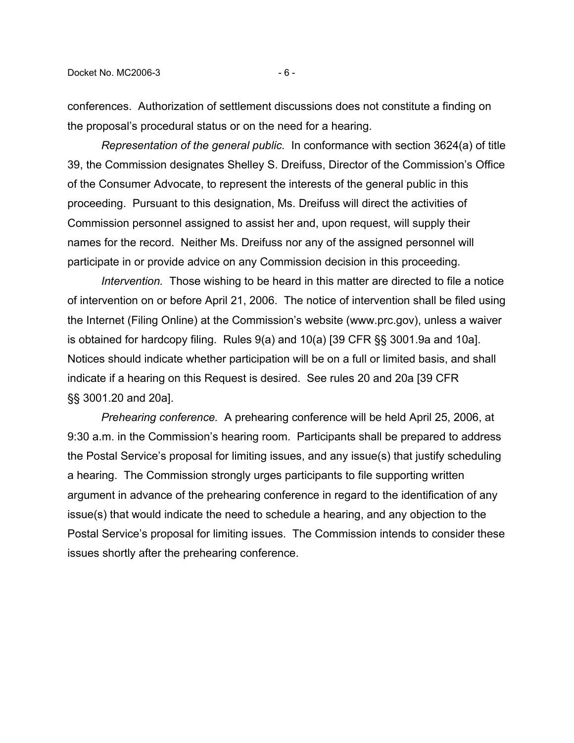conferences. Authorization of settlement discussions does not constitute a finding on the proposal's procedural status or on the need for a hearing.

*Representation of the general public.* In conformance with section 3624(a) of title 39, the Commission designates Shelley S. Dreifuss, Director of the Commission's Office of the Consumer Advocate, to represent the interests of the general public in this proceeding. Pursuant to this designation, Ms. Dreifuss will direct the activities of Commission personnel assigned to assist her and, upon request, will supply their names for the record. Neither Ms. Dreifuss nor any of the assigned personnel will participate in or provide advice on any Commission decision in this proceeding.

*Intervention.* Those wishing to be heard in this matter are directed to file a notice of intervention on or before April 21, 2006. The notice of intervention shall be filed using the Internet (Filing Online) at the Commission's website (www.prc.gov), unless a waiver is obtained for hardcopy filing. Rules 9(a) and 10(a) [39 CFR §§ 3001.9a and 10a]. Notices should indicate whether participation will be on a full or limited basis, and shall indicate if a hearing on this Request is desired. See rules 20 and 20a [39 CFR §§ 3001.20 and 20a].

*Prehearing conference.* A prehearing conference will be held April 25, 2006, at 9:30 a.m. in the Commission's hearing room. Participants shall be prepared to address the Postal Service's proposal for limiting issues, and any issue(s) that justify scheduling a hearing. The Commission strongly urges participants to file supporting written argument in advance of the prehearing conference in regard to the identification of any issue(s) that would indicate the need to schedule a hearing, and any objection to the Postal Service's proposal for limiting issues. The Commission intends to consider these issues shortly after the prehearing conference.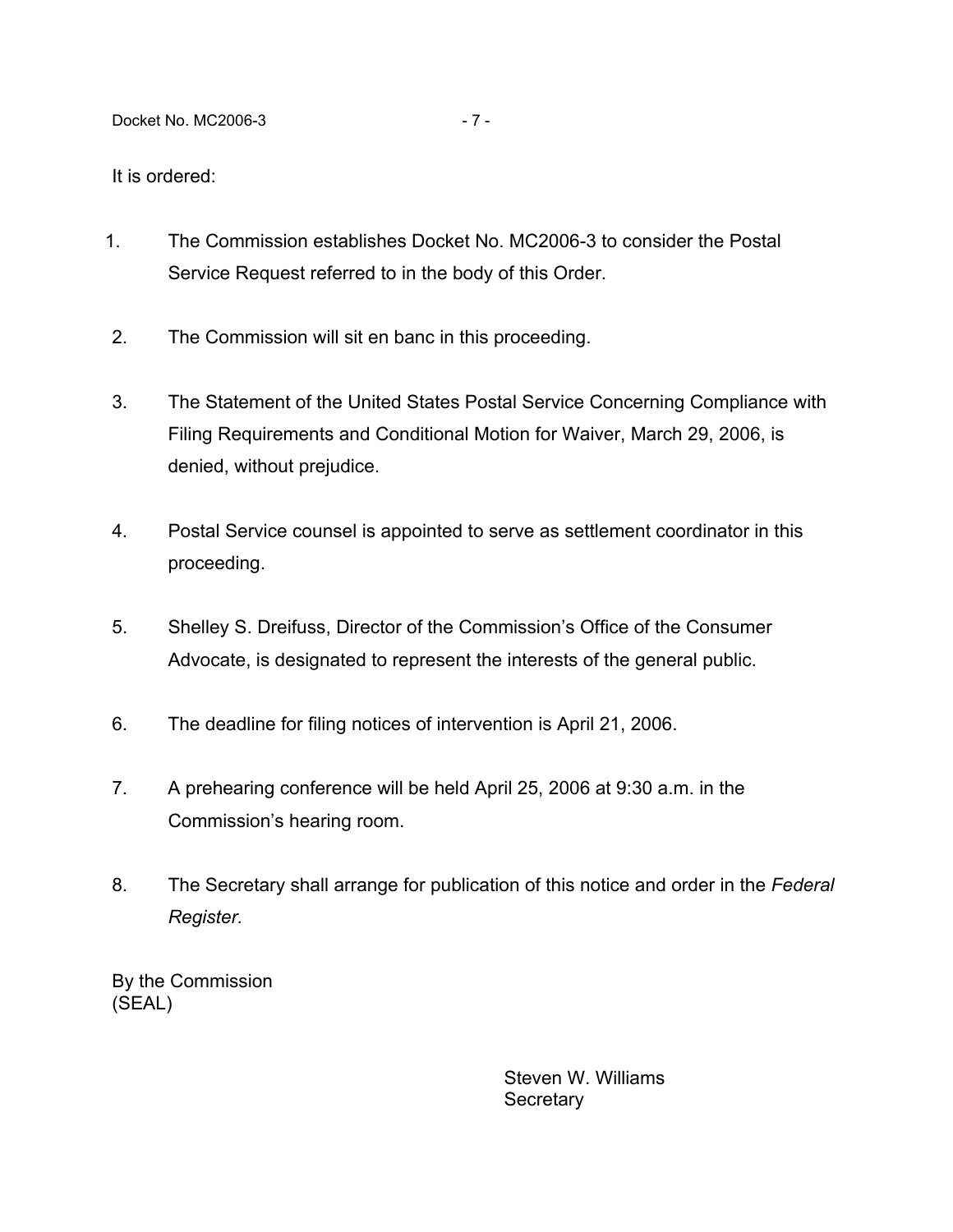It is ordered:

1. The Commission establishes Docket No. MC2006-3 to consider the Postal Service Request referred to in the body of this Order.

2. The Commission will sit en banc in this proceeding.

3. The Statement of the United States Postal Service Concerning Compliance with Filing Requirements and Conditional Motion for Waiver, March 29, 2006, is denied, without prejudice.

4. Postal Service counsel is appointed to serve as settlement coordinator in this proceeding.

5. Shelley S. Dreifuss, Director of the Commission's Office of the Consumer Advocate, is designated to represent the interests of the general public.

6. The deadline for filing notices of intervention is April 21, 2006.

7. A prehearing conference will be held April 25, 2006 at 9:30 a.m. in the Commission's hearing room.

8. The Secretary shall arrange for publication of this notice and order in the *Federal Register.*

By the Commission
(SEAL)

Steven W. Williams
Secretary